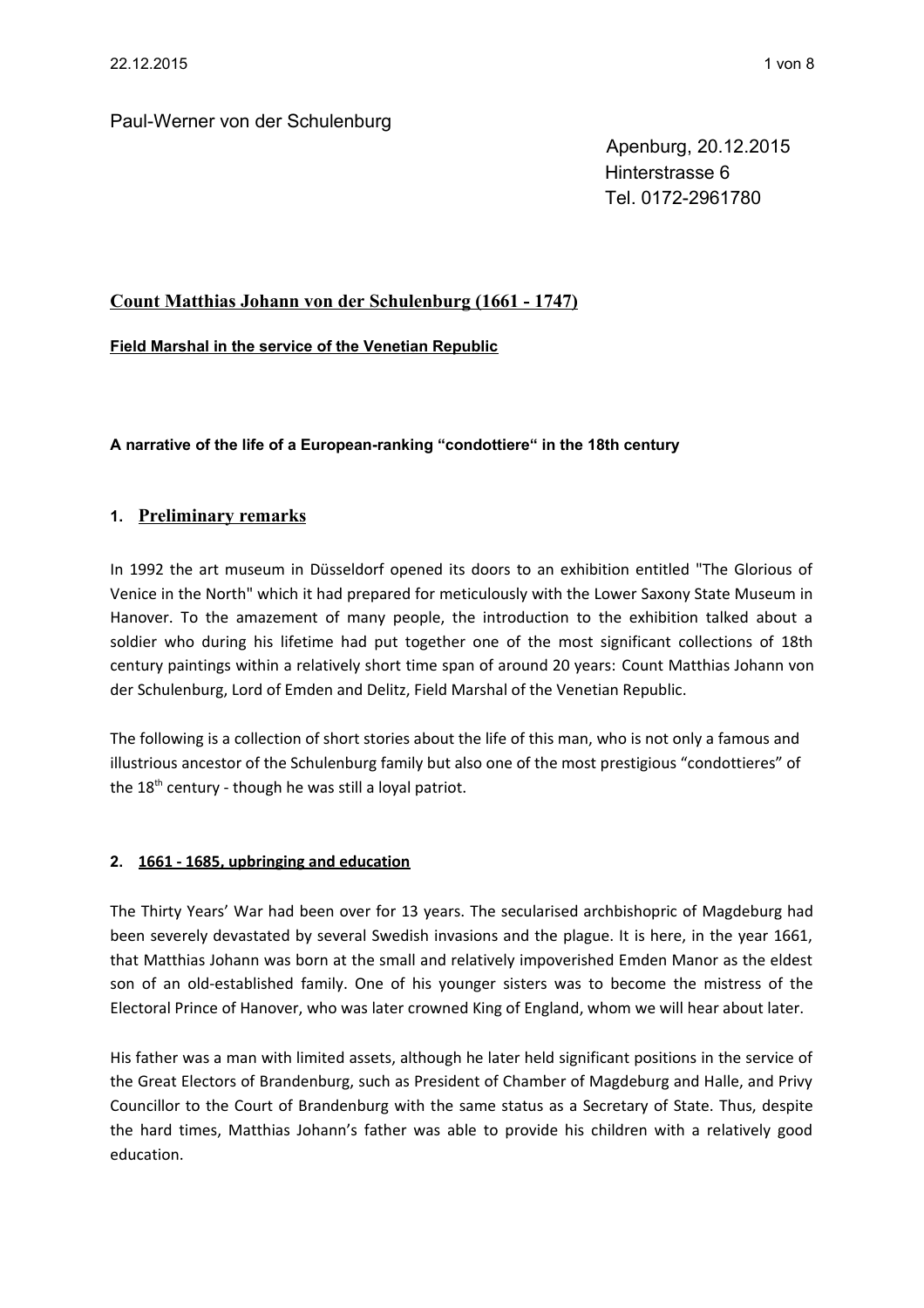Paul-Werner von der Schulenburg

Apenburg, 20.12.2015
Hinterstrasse 6
Tel. 0172-2961780

# Count Matthias Johann von der Schulenburg (1661 - 1747)

**Field Marshal in the service of the Venetian Republic**

**A narrative of the life of a European-ranking "condottiere" in the 18th century**

## 1. Preliminary remarks

In 1992 the art museum in Düsseldorf opened its doors to an exhibition entitled "The Glorious of Venice in the North" which it had prepared for meticulously with the Lower Saxony State Museum in Hanover. To the amazement of many people, the introduction to the exhibition talked about a soldier who during his lifetime had put together one of the most significant collections of 18th century paintings within a relatively short time span of around 20 years: Count Matthias Johann von der Schulenburg, Lord of Emden and Delitz, Field Marshal of the Venetian Republic.

The following is a collection of short stories about the life of this man, who is not only a famous and illustrious ancestor of the Schulenburg family but also one of the most prestigious "condottieres" of the 18th century - though he was still a loyal patriot.

## 2. 1661 - 1685, upbringing and education

The Thirty Years' War had been over for 13 years. The secularised archbishopric of Magdeburg had been severely devastated by several Swedish invasions and the plague. It is here, in the year 1661, that Matthias Johann was born at the small and relatively impoverished Emden Manor as the eldest son of an old-established family. One of his younger sisters was to become the mistress of the Electoral Prince of Hanover, who was later crowned King of England, whom we will hear about later.

His father was a man with limited assets, although he later held significant positions in the service of the Great Electors of Brandenburg, such as President of Chamber of Magdeburg and Halle, and Privy Councillor to the Court of Brandenburg with the same status as a Secretary of State. Thus, despite the hard times, Matthias Johann's father was able to provide his children with a relatively good education.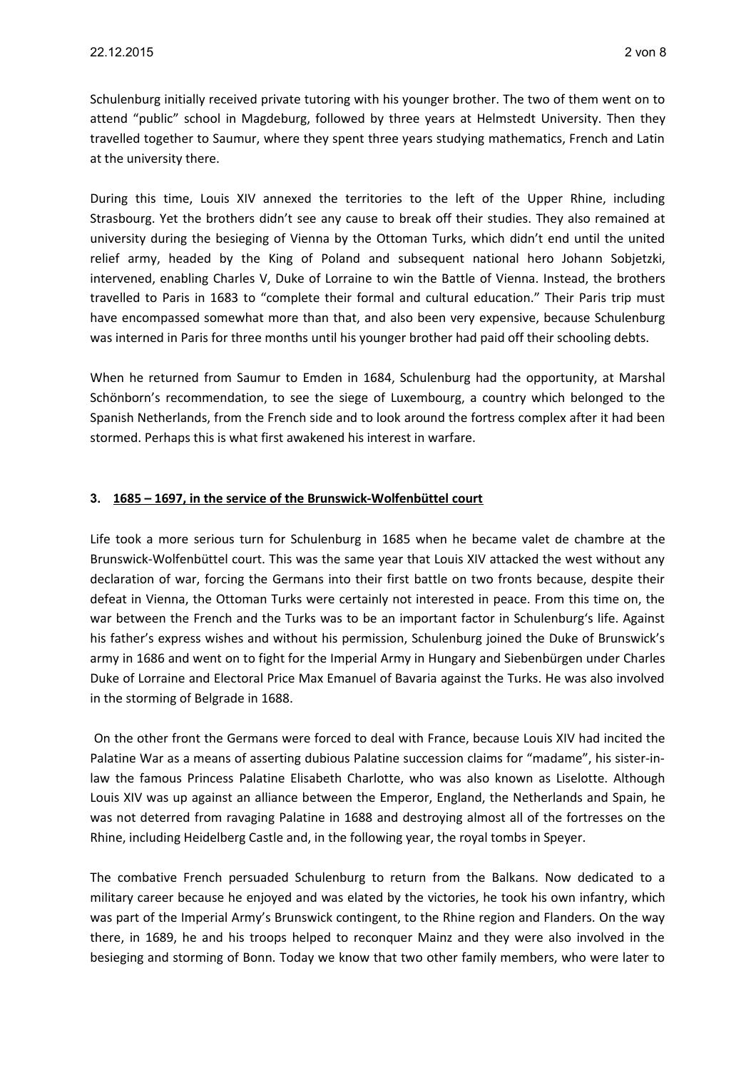Schulenburg initially received private tutoring with his younger brother. The two of them went on to attend "public" school in Magdeburg, followed by three years at Helmstedt University. Then they travelled together to Saumur, where they spent three years studying mathematics, French and Latin at the university there.

During this time, Louis XIV annexed the territories to the left of the Upper Rhine, including Strasbourg. Yet the brothers didn't see any cause to break off their studies. They also remained at university during the besieging of Vienna by the Ottoman Turks, which didn't end until the united relief army, headed by the King of Poland and subsequent national hero Johann Sobjetzki, intervened, enabling Charles V, Duke of Lorraine to win the Battle of Vienna. Instead, the brothers travelled to Paris in 1683 to "complete their formal and cultural education." Their Paris trip must have encompassed somewhat more than that, and also been very expensive, because Schulenburg was interned in Paris for three months until his younger brother had paid off their schooling debts.

When he returned from Saumur to Emden in 1684, Schulenburg had the opportunity, at Marshal Schönborn's recommendation, to see the siege of Luxembourg, a country which belonged to the Spanish Netherlands, from the French side and to look around the fortress complex after it had been stormed. Perhaps this is what first awakened his interest in warfare.

## 3. 1685 – 1697, in the service of the Brunswick-Wolfenbüttel court

Life took a more serious turn for Schulenburg in 1685 when he became valet de chambre at the Brunswick-Wolfenbüttel court. This was the same year that Louis XIV attacked the west without any declaration of war, forcing the Germans into their first battle on two fronts because, despite their defeat in Vienna, the Ottoman Turks were certainly not interested in peace. From this time on, the war between the French and the Turks was to be an important factor in Schulenburg's life. Against his father's express wishes and without his permission, Schulenburg joined the Duke of Brunswick's army in 1686 and went on to fight for the Imperial Army in Hungary and Siebenbürgen under Charles Duke of Lorraine and Electoral Price Max Emanuel of Bavaria against the Turks. He was also involved in the storming of Belgrade in 1688.

On the other front the Germans were forced to deal with France, because Louis XIV had incited the Palatine War as a means of asserting dubious Palatine succession claims for "madame", his sister-in-law the famous Princess Palatine Elisabeth Charlotte, who was also known as Liselotte. Although Louis XIV was up against an alliance between the Emperor, England, the Netherlands and Spain, he was not deterred from ravaging Palatine in 1688 and destroying almost all of the fortresses on the Rhine, including Heidelberg Castle and, in the following year, the royal tombs in Speyer.

The combative French persuaded Schulenburg to return from the Balkans. Now dedicated to a military career because he enjoyed and was elated by the victories, he took his own infantry, which was part of the Imperial Army's Brunswick contingent, to the Rhine region and Flanders. On the way there, in 1689, he and his troops helped to reconquer Mainz and they were also involved in the besieging and storming of Bonn. Today we know that two other family members, who were later to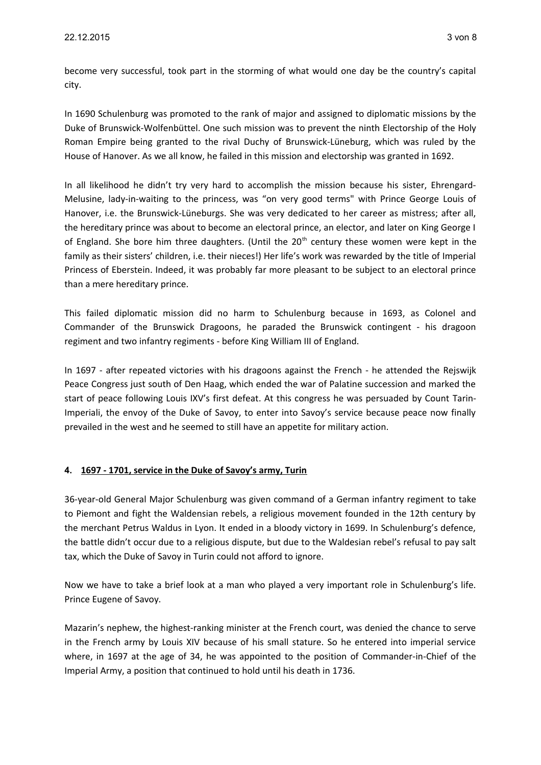become very successful, took part in the storming of what would one day be the country's capital city.

In 1690 Schulenburg was promoted to the rank of major and assigned to diplomatic missions by the Duke of Brunswick-Wolfenbüttel. One such mission was to prevent the ninth Electorship of the Holy Roman Empire being granted to the rival Duchy of Brunswick-Lüneburg, which was ruled by the House of Hanover. As we all know, he failed in this mission and electorship was granted in 1692.

In all likelihood he didn't try very hard to accomplish the mission because his sister, Ehrengard-Melusine, lady-in-waiting to the princess, was "on very good terms" with Prince George Louis of Hanover, i.e. the Brunswick-Lüneburgs. She was very dedicated to her career as mistress; after all, the hereditary prince was about to become an electoral prince, an elector, and later on King George I of England. She bore him three daughters. (Until the 20th century these women were kept in the family as their sisters' children, i.e. their nieces!) Her life's work was rewarded by the title of Imperial Princess of Eberstein. Indeed, it was probably far more pleasant to be subject to an electoral prince than a mere hereditary prince.

This failed diplomatic mission did no harm to Schulenburg because in 1693, as Colonel and Commander of the Brunswick Dragoons, he paraded the Brunswick contingent - his dragoon regiment and two infantry regiments - before King William III of England.

In 1697 - after repeated victories with his dragoons against the French - he attended the Rejswijk Peace Congress just south of Den Haag, which ended the war of Palatine succession and marked the start of peace following Louis IXV's first defeat. At this congress he was persuaded by Count Tarin-Imperiali, the envoy of the Duke of Savoy, to enter into Savoy's service because peace now finally prevailed in the west and he seemed to still have an appetite for military action.

## 4. 1697 - 1701, service in the Duke of Savoy's army, Turin

36-year-old General Major Schulenburg was given command of a German infantry regiment to take to Piemont and fight the Waldensian rebels, a religious movement founded in the 12th century by the merchant Petrus Waldus in Lyon. It ended in a bloody victory in 1699. In Schulenburg's defence, the battle didn't occur due to a religious dispute, but due to the Waldesian rebel's refusal to pay salt tax, which the Duke of Savoy in Turin could not afford to ignore.

Now we have to take a brief look at a man who played a very important role in Schulenburg's life. Prince Eugene of Savoy.

Mazarin's nephew, the highest-ranking minister at the French court, was denied the chance to serve in the French army by Louis XIV because of his small stature. So he entered into imperial service where, in 1697 at the age of 34, he was appointed to the position of Commander-in-Chief of the Imperial Army, a position that continued to hold until his death in 1736.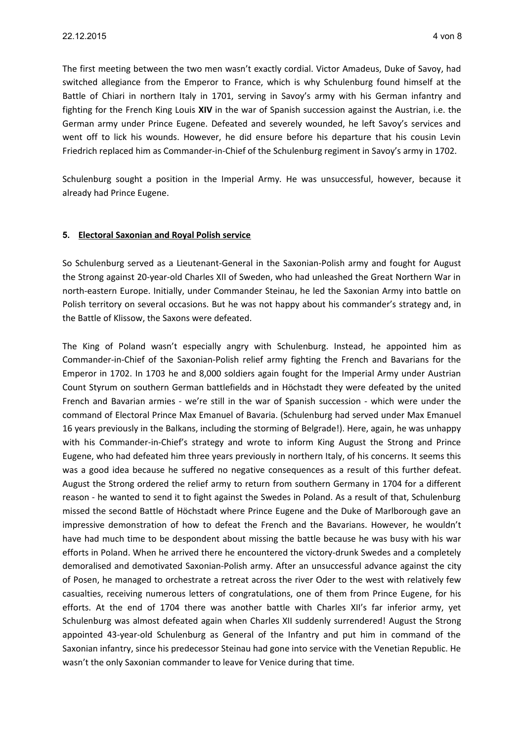The first meeting between the two men wasn't exactly cordial. Victor Amadeus, Duke of Savoy, had switched allegiance from the Emperor to France, which is why Schulenburg found himself at the Battle of Chiari in northern Italy in 1701, serving in Savoy's army with his German infantry and fighting for the French King Louis **XIV** in the war of Spanish succession against the Austrian, i.e. the German army under Prince Eugene. Defeated and severely wounded, he left Savoy's services and went off to lick his wounds. However, he did ensure before his departure that his cousin Levin Friedrich replaced him as Commander-in-Chief of the Schulenburg regiment in Savoy's army in 1702.

Schulenburg sought a position in the Imperial Army. He was unsuccessful, however, because it already had Prince Eugene.

## 5. Electoral Saxonian and Royal Polish service

So Schulenburg served as a Lieutenant-General in the Saxonian-Polish army and fought for August the Strong against 20-year-old Charles XII of Sweden, who had unleashed the Great Northern War in north-eastern Europe. Initially, under Commander Steinau, he led the Saxonian Army into battle on Polish territory on several occasions. But he was not happy about his commander's strategy and, in the Battle of Klissow, the Saxons were defeated.

The King of Poland wasn't especially angry with Schulenburg. Instead, he appointed him as Commander-in-Chief of the Saxonian-Polish relief army fighting the French and Bavarians for the Emperor in 1702. In 1703 he and 8,000 soldiers again fought for the Imperial Army under Austrian Count Styrum on southern German battlefields and in Höchstadt they were defeated by the united French and Bavarian armies - we're still in the war of Spanish succession - which were under the command of Electoral Prince Max Emanuel of Bavaria. (Schulenburg had served under Max Emanuel 16 years previously in the Balkans, including the storming of Belgrade!). Here, again, he was unhappy with his Commander-in-Chief's strategy and wrote to inform King August the Strong and Prince Eugene, who had defeated him three years previously in northern Italy, of his concerns. It seems this was a good idea because he suffered no negative consequences as a result of this further defeat. August the Strong ordered the relief army to return from southern Germany in 1704 for a different reason - he wanted to send it to fight against the Swedes in Poland. As a result of that, Schulenburg missed the second Battle of Höchstadt where Prince Eugene and the Duke of Marlborough gave an impressive demonstration of how to defeat the French and the Bavarians. However, he wouldn't have had much time to be despondent about missing the battle because he was busy with his war efforts in Poland. When he arrived there he encountered the victory-drunk Swedes and a completely demoralised and demotivated Saxonian-Polish army. After an unsuccessful advance against the city of Posen, he managed to orchestrate a retreat across the river Oder to the west with relatively few casualties, receiving numerous letters of congratulations, one of them from Prince Eugene, for his efforts. At the end of 1704 there was another battle with Charles XII's far inferior army, yet Schulenburg was almost defeated again when Charles XII suddenly surrendered! August the Strong appointed 43-year-old Schulenburg as General of the Infantry and put him in command of the Saxonian infantry, since his predecessor Steinau had gone into service with the Venetian Republic. He wasn't the only Saxonian commander to leave for Venice during that time.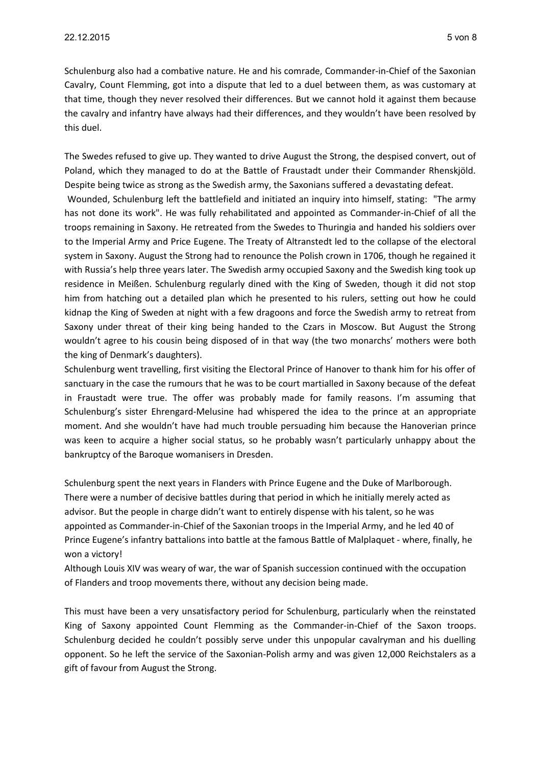Schulenburg also had a combative nature. He and his comrade, Commander-in-Chief of the Saxonian Cavalry, Count Flemming, got into a dispute that led to a duel between them, as was customary at that time, though they never resolved their differences. But we cannot hold it against them because the cavalry and infantry have always had their differences, and they wouldn't have been resolved by this duel.

The Swedes refused to give up. They wanted to drive August the Strong, the despised convert, out of Poland, which they managed to do at the Battle of Fraustadt under their Commander Rhenskjöld. Despite being twice as strong as the Swedish army, the Saxonians suffered a devastating defeat.

Wounded, Schulenburg left the battlefield and initiated an inquiry into himself, stating: "The army has not done its work". He was fully rehabilitated and appointed as Commander-in-Chief of all the troops remaining in Saxony. He retreated from the Swedes to Thuringia and handed his soldiers over to the Imperial Army and Price Eugene. The Treaty of Altranstedt led to the collapse of the electoral system in Saxony. August the Strong had to renounce the Polish crown in 1706, though he regained it with Russia's help three years later. The Swedish army occupied Saxony and the Swedish king took up residence in Meißen. Schulenburg regularly dined with the King of Sweden, though it did not stop him from hatching out a detailed plan which he presented to his rulers, setting out how he could kidnap the King of Sweden at night with a few dragoons and force the Swedish army to retreat from Saxony under threat of their king being handed to the Czars in Moscow. But August the Strong wouldn't agree to his cousin being disposed of in that way (the two monarchs' mothers were both the king of Denmark's daughters).

Schulenburg went travelling, first visiting the Electoral Prince of Hanover to thank him for his offer of sanctuary in the case the rumours that he was to be court martialled in Saxony because of the defeat in Fraustadt were true. The offer was probably made for family reasons. I'm assuming that Schulenburg's sister Ehrengard-Melusine had whispered the idea to the prince at an appropriate moment. And she wouldn't have had much trouble persuading him because the Hanoverian prince was keen to acquire a higher social status, so he probably wasn't particularly unhappy about the bankruptcy of the Baroque womanisers in Dresden.

Schulenburg spent the next years in Flanders with Prince Eugene and the Duke of Marlborough. There were a number of decisive battles during that period in which he initially merely acted as advisor. But the people in charge didn't want to entirely dispense with his talent, so he was appointed as Commander-in-Chief of the Saxonian troops in the Imperial Army, and he led 40 of Prince Eugene's infantry battalions into battle at the famous Battle of Malplaquet - where, finally, he won a victory!

Although Louis XIV was weary of war, the war of Spanish succession continued with the occupation of Flanders and troop movements there, without any decision being made.

This must have been a very unsatisfactory period for Schulenburg, particularly when the reinstated King of Saxony appointed Count Flemming as the Commander-in-Chief of the Saxon troops. Schulenburg decided he couldn't possibly serve under this unpopular cavalryman and his duelling opponent. So he left the service of the Saxonian-Polish army and was given 12,000 Reichstalers as a gift of favour from August the Strong.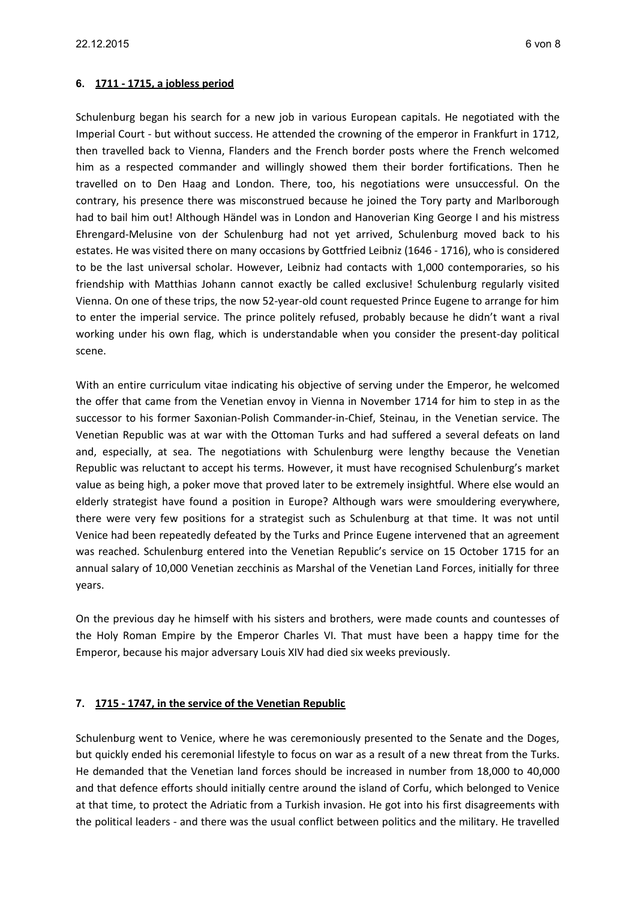## 6. 1711 - 1715, a jobless period

Schulenburg began his search for a new job in various European capitals. He negotiated with the Imperial Court - but without success. He attended the crowning of the emperor in Frankfurt in 1712, then travelled back to Vienna, Flanders and the French border posts where the French welcomed him as a respected commander and willingly showed them their border fortifications. Then he travelled on to Den Haag and London. There, too, his negotiations were unsuccessful. On the contrary, his presence there was misconstrued because he joined the Tory party and Marlborough had to bail him out! Although Händel was in London and Hanoverian King George I and his mistress Ehrengard-Melusine von der Schulenburg had not yet arrived, Schulenburg moved back to his estates. He was visited there on many occasions by Gottfried Leibniz (1646 - 1716), who is considered to be the last universal scholar. However, Leibniz had contacts with 1,000 contemporaries, so his friendship with Matthias Johann cannot exactly be called exclusive! Schulenburg regularly visited Vienna. On one of these trips, the now 52-year-old count requested Prince Eugene to arrange for him to enter the imperial service. The prince politely refused, probably because he didn't want a rival working under his own flag, which is understandable when you consider the present-day political scene.

With an entire curriculum vitae indicating his objective of serving under the Emperor, he welcomed the offer that came from the Venetian envoy in Vienna in November 1714 for him to step in as the successor to his former Saxonian-Polish Commander-in-Chief, Steinau, in the Venetian service. The Venetian Republic was at war with the Ottoman Turks and had suffered a several defeats on land and, especially, at sea. The negotiations with Schulenburg were lengthy because the Venetian Republic was reluctant to accept his terms. However, it must have recognised Schulenburg's market value as being high, a poker move that proved later to be extremely insightful. Where else would an elderly strategist have found a position in Europe? Although wars were smouldering everywhere, there were very few positions for a strategist such as Schulenburg at that time. It was not until Venice had been repeatedly defeated by the Turks and Prince Eugene intervened that an agreement was reached. Schulenburg entered into the Venetian Republic's service on 15 October 1715 for an annual salary of 10,000 Venetian zecchinis as Marshal of the Venetian Land Forces, initially for three years.

On the previous day he himself with his sisters and brothers, were made counts and countesses of the Holy Roman Empire by the Emperor Charles VI. That must have been a happy time for the Emperor, because his major adversary Louis XIV had died six weeks previously.

## 7. 1715 - 1747, in the service of the Venetian Republic

Schulenburg went to Venice, where he was ceremoniously presented to the Senate and the Doges, but quickly ended his ceremonial lifestyle to focus on war as a result of a new threat from the Turks. He demanded that the Venetian land forces should be increased in number from 18,000 to 40,000 and that defence efforts should initially centre around the island of Corfu, which belonged to Venice at that time, to protect the Adriatic from a Turkish invasion. He got into his first disagreements with the political leaders - and there was the usual conflict between politics and the military. He travelled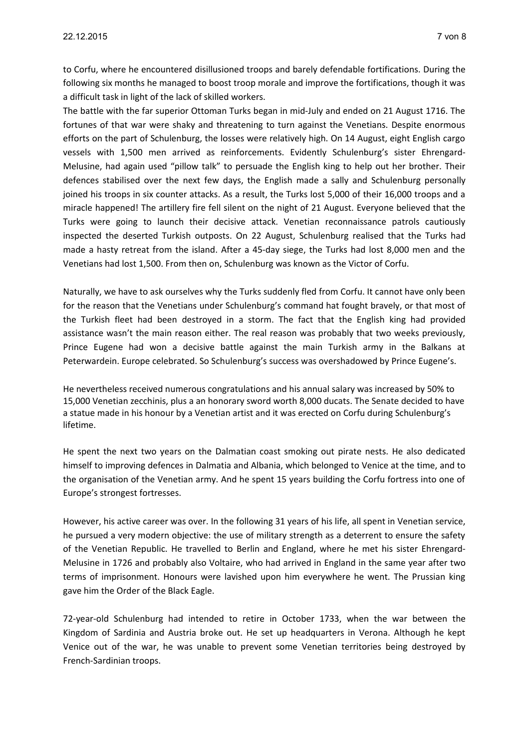to Corfu, where he encountered disillusioned troops and barely defendable fortifications. During the following six months he managed to boost troop morale and improve the fortifications, though it was a difficult task in light of the lack of skilled workers.

The battle with the far superior Ottoman Turks began in mid-July and ended on 21 August 1716. The fortunes of that war were shaky and threatening to turn against the Venetians. Despite enormous efforts on the part of Schulenburg, the losses were relatively high. On 14 August, eight English cargo vessels with 1,500 men arrived as reinforcements. Evidently Schulenburg's sister Ehrengard-Melusine, had again used "pillow talk" to persuade the English king to help out her brother. Their defences stabilised over the next few days, the English made a sally and Schulenburg personally joined his troops in six counter attacks. As a result, the Turks lost 5,000 of their 16,000 troops and a miracle happened! The artillery fire fell silent on the night of 21 August. Everyone believed that the Turks were going to launch their decisive attack. Venetian reconnaissance patrols cautiously inspected the deserted Turkish outposts. On 22 August, Schulenburg realised that the Turks had made a hasty retreat from the island. After a 45-day siege, the Turks had lost 8,000 men and the Venetians had lost 1,500. From then on, Schulenburg was known as the Victor of Corfu.

Naturally, we have to ask ourselves why the Turks suddenly fled from Corfu. It cannot have only been for the reason that the Venetians under Schulenburg's command hat fought bravely, or that most of the Turkish fleet had been destroyed in a storm. The fact that the English king had provided assistance wasn't the main reason either. The real reason was probably that two weeks previously, Prince Eugene had won a decisive battle against the main Turkish army in the Balkans at Peterwardein. Europe celebrated. So Schulenburg's success was overshadowed by Prince Eugene's.

He nevertheless received numerous congratulations and his annual salary was increased by 50% to 15,000 Venetian zecchinis, plus a an honorary sword worth 8,000 ducats. The Senate decided to have a statue made in his honour by a Venetian artist and it was erected on Corfu during Schulenburg's lifetime.

He spent the next two years on the Dalmatian coast smoking out pirate nests. He also dedicated himself to improving defences in Dalmatia and Albania, which belonged to Venice at the time, and to the organisation of the Venetian army. And he spent 15 years building the Corfu fortress into one of Europe's strongest fortresses.

However, his active career was over. In the following 31 years of his life, all spent in Venetian service, he pursued a very modern objective: the use of military strength as a deterrent to ensure the safety of the Venetian Republic. He travelled to Berlin and England, where he met his sister Ehrengard-Melusine in 1726 and probably also Voltaire, who had arrived in England in the same year after two terms of imprisonment. Honours were lavished upon him everywhere he went. The Prussian king gave him the Order of the Black Eagle.

72-year-old Schulenburg had intended to retire in October 1733, when the war between the Kingdom of Sardinia and Austria broke out. He set up headquarters in Verona. Although he kept Venice out of the war, he was unable to prevent some Venetian territories being destroyed by French-Sardinian troops.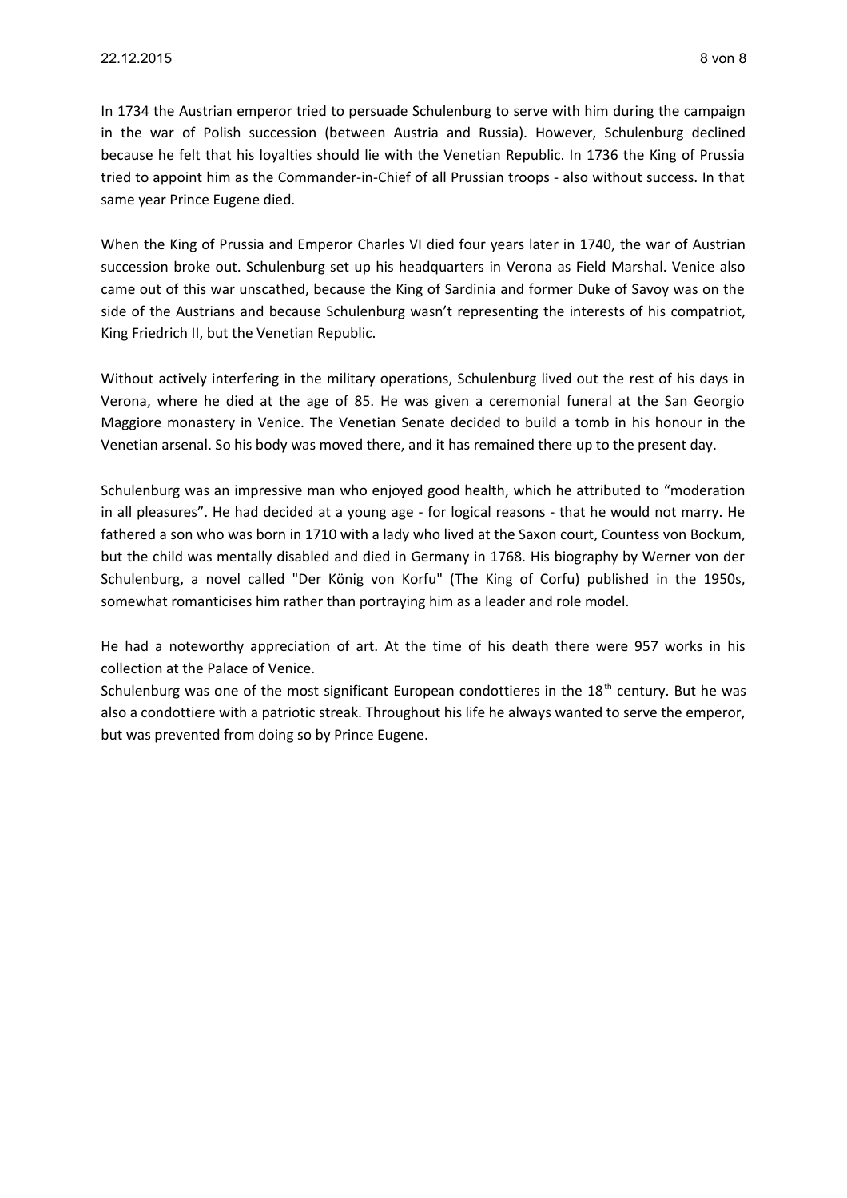In 1734 the Austrian emperor tried to persuade Schulenburg to serve with him during the campaign in the war of Polish succession (between Austria and Russia). However, Schulenburg declined because he felt that his loyalties should lie with the Venetian Republic. In 1736 the King of Prussia tried to appoint him as the Commander-in-Chief of all Prussian troops - also without success. In that same year Prince Eugene died.

When the King of Prussia and Emperor Charles VI died four years later in 1740, the war of Austrian succession broke out. Schulenburg set up his headquarters in Verona as Field Marshal. Venice also came out of this war unscathed, because the King of Sardinia and former Duke of Savoy was on the side of the Austrians and because Schulenburg wasn't representing the interests of his compatriot, King Friedrich II, but the Venetian Republic.

Without actively interfering in the military operations, Schulenburg lived out the rest of his days in Verona, where he died at the age of 85. He was given a ceremonial funeral at the San Georgio Maggiore monastery in Venice. The Venetian Senate decided to build a tomb in his honour in the Venetian arsenal. So his body was moved there, and it has remained there up to the present day.

Schulenburg was an impressive man who enjoyed good health, which he attributed to "moderation in all pleasures". He had decided at a young age - for logical reasons - that he would not marry. He fathered a son who was born in 1710 with a lady who lived at the Saxon court, Countess von Bockum, but the child was mentally disabled and died in Germany in 1768. His biography by Werner von der Schulenburg, a novel called "Der König von Korfu" (The King of Corfu) published in the 1950s, somewhat romanticises him rather than portraying him as a leader and role model.

He had a noteworthy appreciation of art. At the time of his death there were 957 works in his collection at the Palace of Venice.

Schulenburg was one of the most significant European condottieres in the 18th century. But he was also a condottiere with a patriotic streak. Throughout his life he always wanted to serve the emperor, but was prevented from doing so by Prince Eugene.